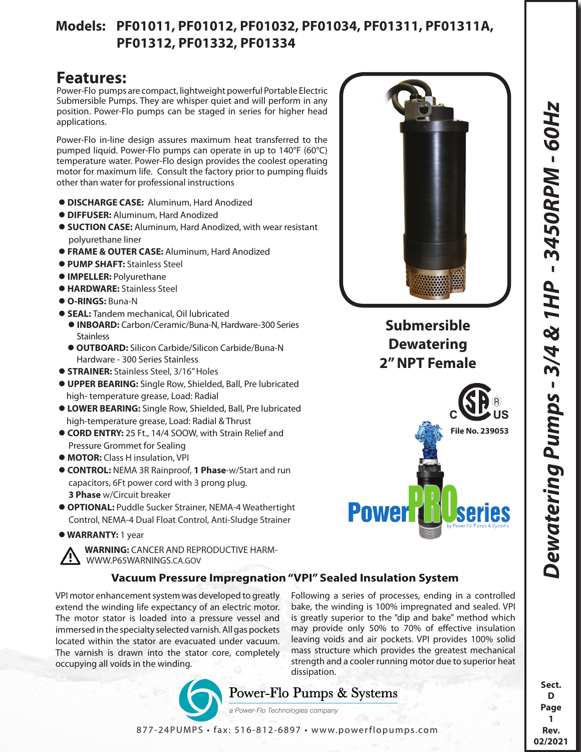## Models: PF01011, PF01012, PF01032, PF01034, PF01311, PF01311A, PF01312, PF01332, PF01334

# *Dewatering Pumps - 3/4 & 1HP - 3450RPM - 60Hz*

## Features:

Power-Flo pumps are compact, lightweight powerful Portable Electric Submersible Pumps. They are whisper quiet and will perform in any position. Power-Flo pumps can be staged in series for higher head applications.

Power-Flo in-line design assures maximum heat transferred to the pumped liquid. Power-Flo pumps can operate in up to 140°F (60°C) temperature water. Power-Flo design provides the coolest operating motor for maximum life. Consult the factory prior to pumping fluids other than water for professional instructions

- **DISCHARGE CASE:** Aluminum, Hard Anodized
- **DIFFUSER:** Aluminum, Hard Anodized
- **SUCTION CASE:** Aluminum, Hard Anodized, with wear resistant polyurethane liner
- **FRAME & OUTER CASE:** Aluminum, Hard Anodized
- **PUMP SHAFT:** Stainless Steel
- **IMPELLER:** Polyurethane
- **HARDWARE:** Stainless Steel
- **O-RINGS:** Buna-N
- **SEAL:** Tandem mechanical, Oil lubricated
  - **INBOARD:** Carbon/Ceramic/Buna-N, Hardware-300 Series Stainless
  - **OUTBOARD:** Silicon Carbide/Silicon Carbide/Buna-N Hardware - 300 Series Stainless
- **STRAINER:** Stainless Steel, 3/16" Holes
- **UPPER BEARING:** Single Row, Shielded, Ball, Pre lubricated high- temperature grease, Load: Radial
- **LOWER BEARING:** Single Row, Shielded, Ball, Pre lubricated high-temperature grease, Load: Radial & Thrust
- **CORD ENTRY:** 25 Ft., 14/4 SOOW, with Strain Relief and Pressure Grommet for Sealing
- **MOTOR:** Class H insulation, VPI
- **CONTROL:** NEMA 3R Rainproof, **1 Phase**-w/Start and run capacitors, 6Ft power cord with 3 prong plug. **3 Phase** w/Circuit breaker
- **OPTIONAL:** Puddle Sucker Strainer, NEMA-4 Weathertight Control, NEMA-4 Dual Float Control, Anti-Sludge Strainer
- **WARRANTY:** 1 year

⚠ **WARNING:** CANCER AND REPRODUCTIVE HARM- WWW.P65WARNINGS.CA.GOV

**Submersible Dewatering 2" NPT Female**

C SA US File No. 239053

Power PRO series by Power-Flo Pumps & Systems

### Vacuum Pressure Impregnation "VPI" Sealed Insulation System

VPI motor enhancement system was developed to greatly extend the winding life expectancy of an electric motor. The motor stator is loaded into a pressure vessel and immersed in the specialty selected varnish. All gas pockets located within the stator are evacuated under vacuum. The varnish is drawn into the stator core, completely occupying all voids in the winding.

Following a series of processes, ending in a controlled bake, the winding is 100% impregnated and sealed. VPI is greatly superior to the "dip and bake" method which may provide only 50% to 70% of effective insulation leaving voids and air pockets. VPI provides 100% solid mass structure which provides the greatest mechanical strength and a cooler running motor due to superior heat dissipation.

Power-Flo Pumps & Systems
*a Power-Flo Technologies company*

877-24PUMPS • fax: 516-812-6897 • www.powerflopumps.com

Sect. D Page 1 Rev. 02/2021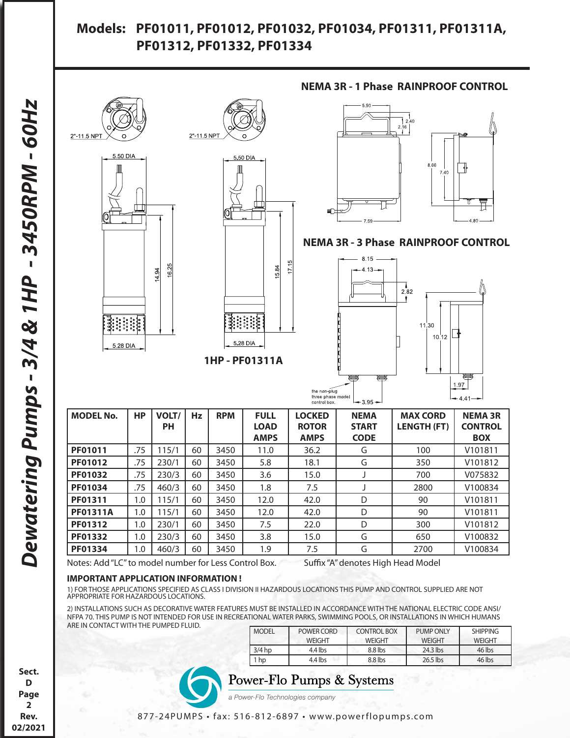# Models: PF01011, PF01012, PF01032, PF01034, PF01311, PF01311A, PF01312, PF01332, PF01334

## Dewatering Pumps - 3/4 & 1HP - 3450RPM - 60Hz

**NEMA 3R - 1 Phase RAINPROOF CONTROL**

**NEMA 3R - 3 Phase RAINPROOF CONTROL**

**1HP - PF01311A**

| MODEL No. | HP | VOLT/ PH | Hz | RPM | FULL LOAD AMPS | LOCKED ROTOR AMPS | NEMA START CODE | MAX CORD LENGTH (FT) | NEMA 3R CONTROL BOX |
|---|---|---|---|---|---|---|---|---|---|
| **PF01011** | .75 | 115/1 | 60 | 3450 | 11.0 | 36.2 | G | 100 | V101811 |
| **PF01012** | .75 | 230/1 | 60 | 3450 | 5.8 | 18.1 | G | 350 | V101812 |
| **PF01032** | .75 | 230/3 | 60 | 3450 | 3.6 | 15.0 | J | 700 | V075832 |
| **PF01034** | .75 | 460/3 | 60 | 3450 | 1.8 | 7.5 | J | 2800 | V100834 |
| **PF01311** | 1.0 | 115/1 | 60 | 3450 | 12.0 | 42.0 | D | 90 | V101811 |
| **PF01311A** | 1.0 | 115/1 | 60 | 3450 | 12.0 | 42.0 | D | 90 | V101811 |
| **PF01312** | 1.0 | 230/1 | 60 | 3450 | 7.5 | 22.0 | D | 300 | V101812 |
| **PF01332** | 1.0 | 230/3 | 60 | 3450 | 3.8 | 15.0 | G | 650 | V100832 |
| **PF01334** | 1.0 | 460/3 | 60 | 3450 | 1.9 | 7.5 | G | 2700 | V100834 |

Notes: Add "LC" to model number for Less Control Box. Suffix "A" denotes High Head Model

**IMPORTANT APPLICATION INFORMATION !**

1) FOR THOSE APPLICATIONS SPECIFIED AS CLASS I DIVISION II HAZARDOUS LOCATIONS THIS PUMP AND CONTROL SUPPLIED ARE NOT APPROPRIATE FOR HAZARDOUS LOCATIONS.

2) INSTALLATIONS SUCH AS DECORATIVE WATER FEATURES MUST BE INSTALLED IN ACCORDANCE WITH THE NATIONAL ELECTRIC CODE ANSI/ NFPA 70. THIS PUMP IS NOT INTENDED FOR USE IN RECREATIONAL WATER PARKS, SWIMMING POOLS, OR INSTALLATIONS IN WHICH HUMANS ARE IN CONTACT WITH THE PUMPED FLUID.

| MODEL | POWER CORD WEIGHT | CONTROL BOX WEIGHT | PUMP ONLY WEIGHT | SHIPPING WEIGHT |
|---|---|---|---|---|
| 3/4 hp | 4.4 lbs | 8.8 lbs | 24.3 lbs | 46 lbs |
| 1 hp | 4.4 lbs | 8.8 lbs | 26.5 lbs | 46 lbs |

Power-Flo Pumps & Systems
a Power-Flo Technologies company

877-24PUMPS • fax: 516-812-6897 • www.powerflopumps.com

Sect. D Page 2 Rev. 02/2021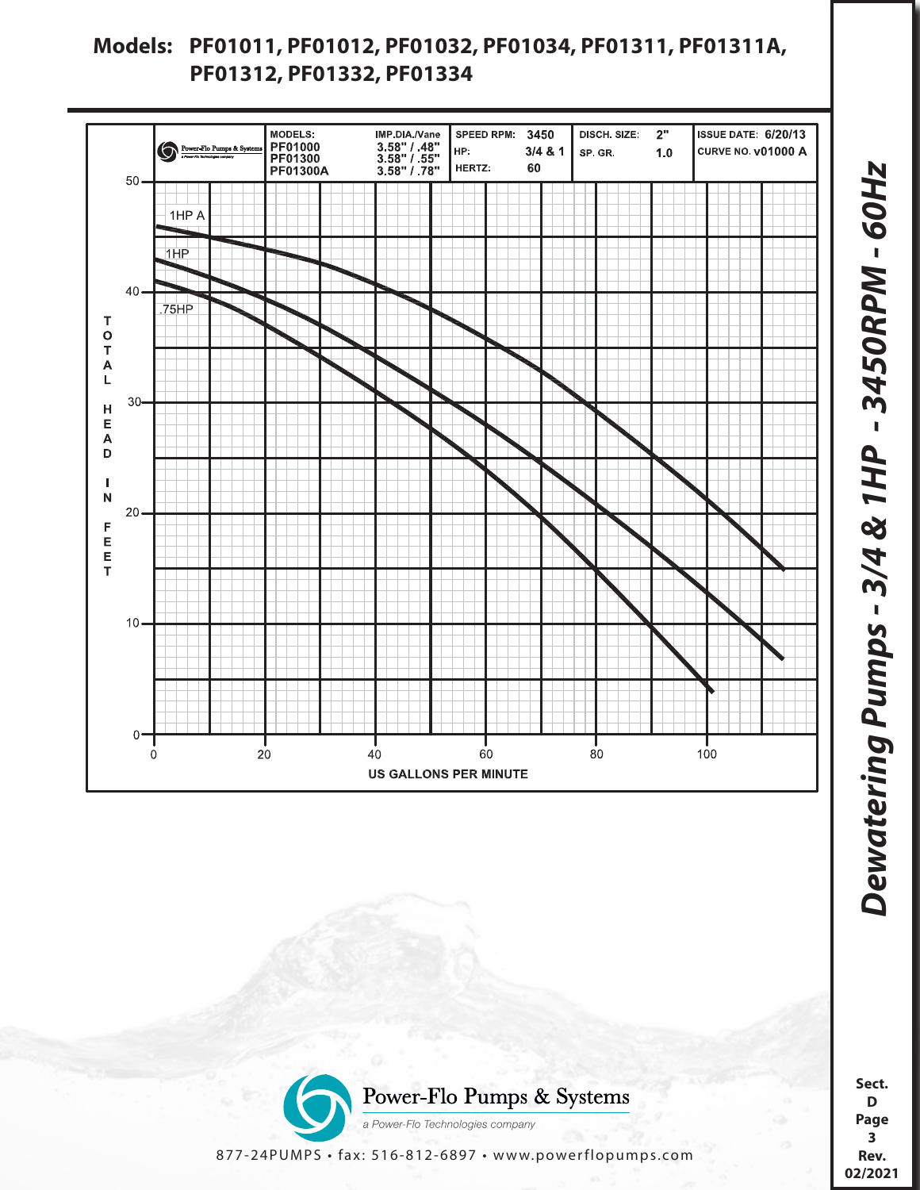**Models: PF01011, PF01012, PF01032, PF01034, PF01311, PF01311A, PF01312, PF01332, PF01334**

Power-Flo Pumps & Systems
a Power-Flo Technologies company

MODELS: PF01000, PF01300, PF01300A
IMP.DIA./Vane: 3.58" / .48", 3.58" / .55", 3.58" / .78"
SPEED RPM: 3450
HP: 3/4 & 1
HERTZ: 60
DISCH. SIZE: 2"
SP. GR. 1.0
ISSUE DATE: 6/20/13
CURVE NO. v01000 A

1HP A
1HP
.75HP

TOTAL HEAD IN FEET
0, 10, 20, 30, 40, 50

US GALLONS PER MINUTE
0, 20, 40, 60, 80, 100

# Dewatering Pumps - 3/4 & 1HP - 3450RPM - 60Hz

Power-Flo Pumps & Systems
a Power-Flo Technologies company

877-24PUMPS • fax: 516-812-6897 • www.powerflopumps.com

Sect. D Page 3 Rev. 02/2021